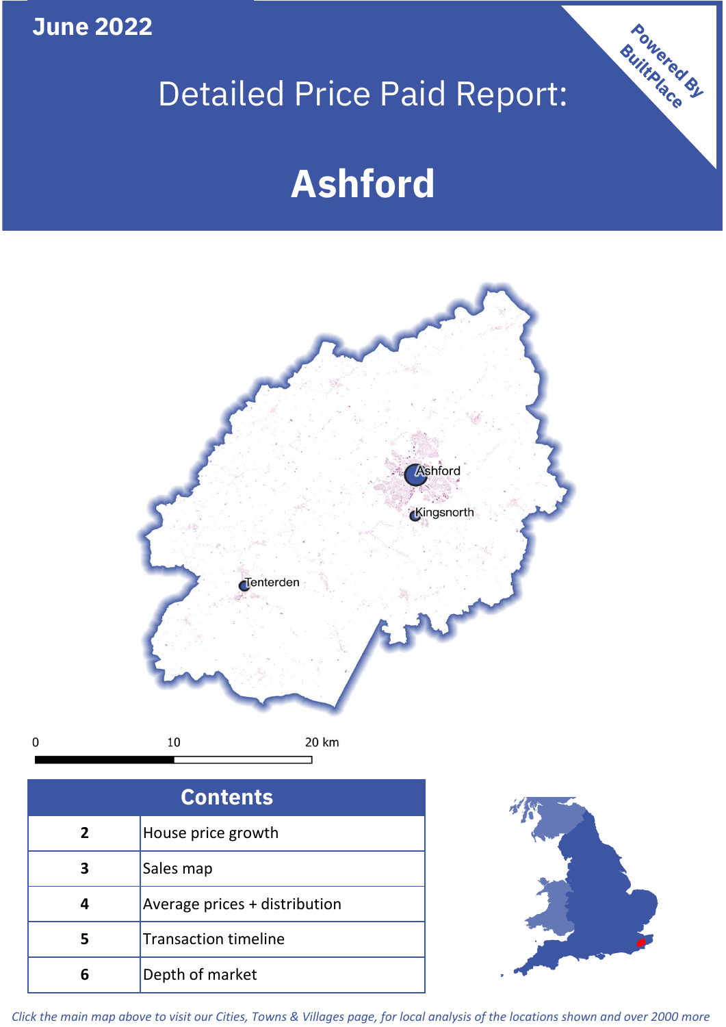June 2022

# Detailed Price Paid Report:

# Ashford

Powered By BuiltPlace

Ashford

Kingsnorth

Tenterden

0 10 20 km

| Contents | |
|---|---|
| 2 | House price growth |
| 3 | Sales map |
| 4 | Average prices + distribution |
| 5 | Transaction timeline |
| 6 | Depth of market |

*Click the main map above to visit our Cities, Towns & Villages page, for local analysis of the locations shown and over 2000 more*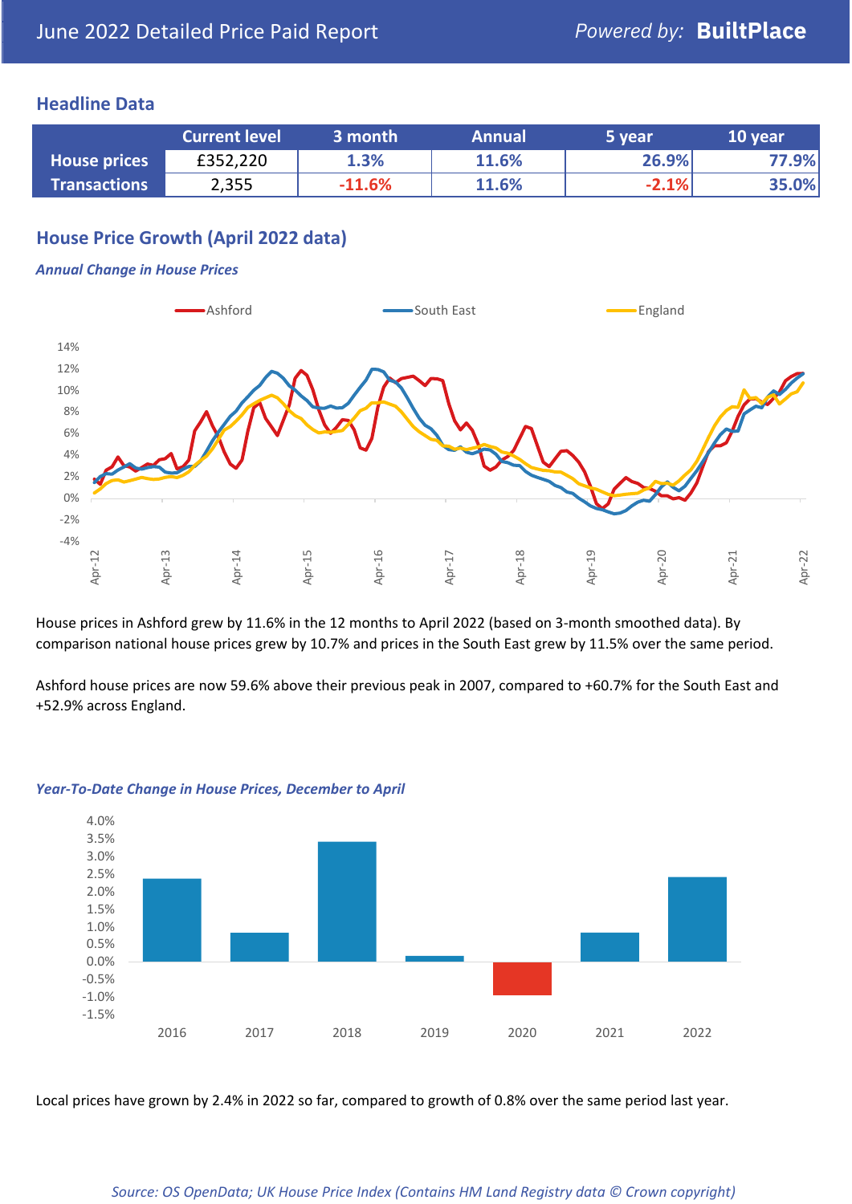June 2022 Detailed Price Paid Report

*Powered by:* **BuiltPlace**

## Headline Data

| | Current level | 3 month | Annual | 5 year | 10 year |
|---|---|---|---|---|---|
| **House prices** | £352,220 | 1.3% | 11.6% | 26.9% | 77.9% |
| **Transactions** | 2,355 | -11.6% | 11.6% | -2.1% | 35.0% |

## House Price Growth (April 2022 data)

***Annual Change in House Prices***

House prices in Ashford grew by 11.6% in the 12 months to April 2022 (based on 3-month smoothed data). By comparison national house prices grew by 10.7% and prices in the South East grew by 11.5% over the same period.

Ashford house prices are now 59.6% above their previous peak in 2007, compared to +60.7% for the South East and +52.9% across England.

***Year-To-Date Change in House Prices, December to April***

Local prices have grown by 2.4% in 2022 so far, compared to growth of 0.8% over the same period last year.

*Source: OS OpenData; UK House Price Index (Contains HM Land Registry data © Crown copyright)*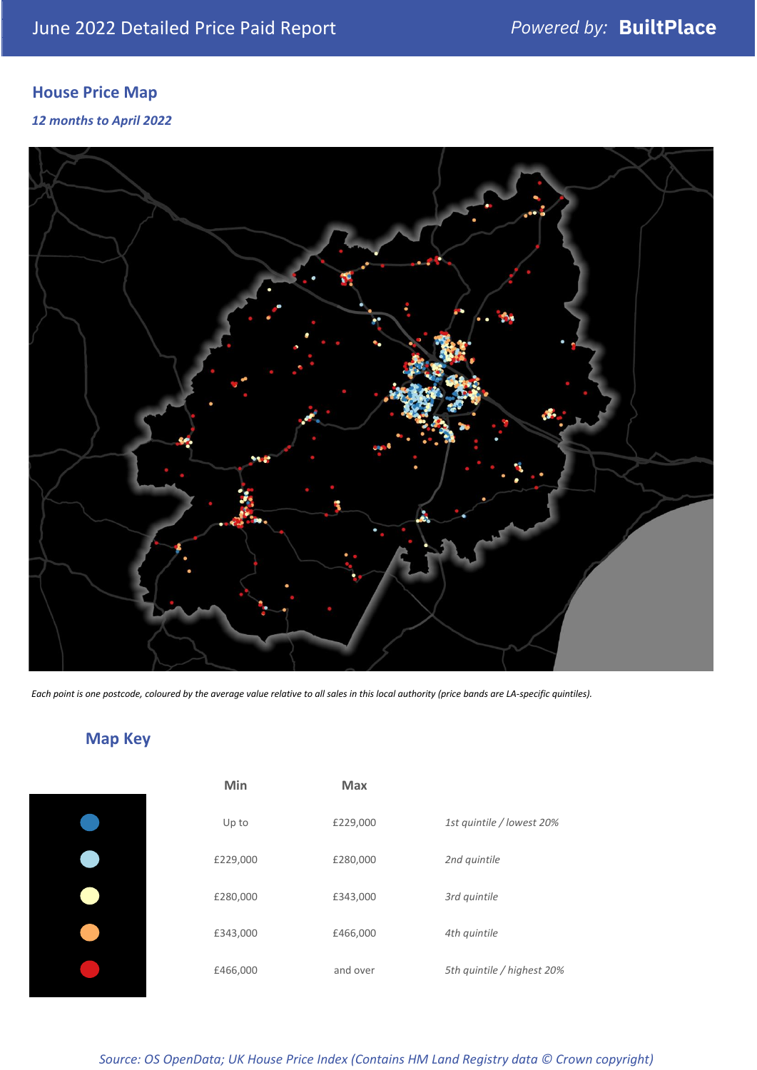June 2022 Detailed Price Paid Report

*Powered by:* **BuiltPlace**

## House Price Map

***12 months to April 2022***

*Each point is one postcode, coloured by the average value relative to all sales in this local authority (price bands are LA-specific quintiles).*

## Map Key

| | Min | Max | |
|---|---|---|---|
| | Up to | £229,000 | *1st quintile / lowest 20%* |
| | £229,000 | £280,000 | *2nd quintile* |
| | £280,000 | £343,000 | *3rd quintile* |
| | £343,000 | £466,000 | *4th quintile* |
| | £466,000 | and over | *5th quintile / highest 20%* |

*Source: OS OpenData; UK House Price Index (Contains HM Land Registry data © Crown copyright)*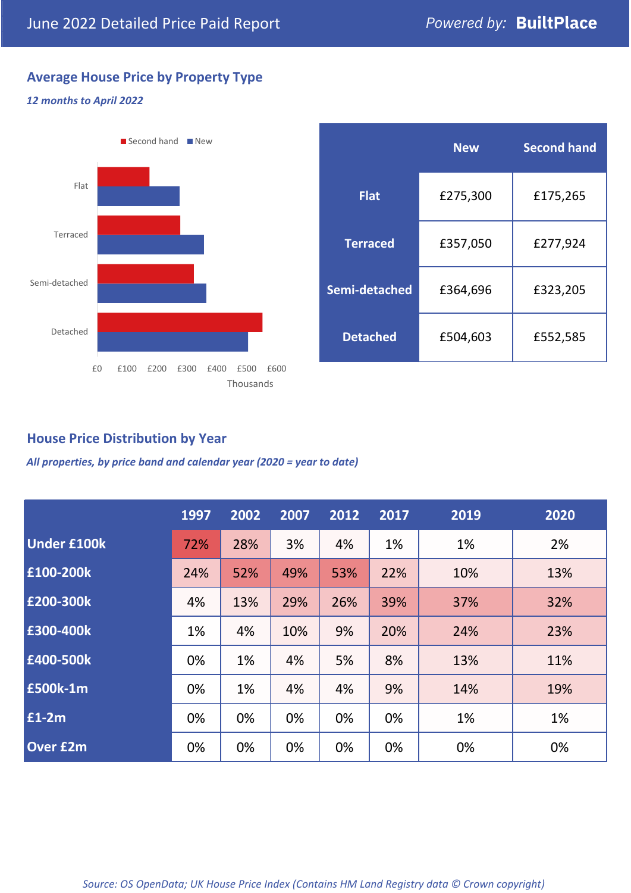June 2022 Detailed Price Paid Report — Powered by: **BuiltPlace**

## Average House Price by Property Type

*12 months to April 2022*

| | New | Second hand |
|---|---|---|
| **Flat** | £275,300 | £175,265 |
| **Terraced** | £357,050 | £277,924 |
| **Semi-detached** | £364,696 | £323,205 |
| **Detached** | £504,603 | £552,585 |

## House Price Distribution by Year

*All properties, by price band and calendar year (2020 = year to date)*

| | 1997 | 2002 | 2007 | 2012 | 2017 | 2019 | 2020 |
|---|---|---|---|---|---|---|---|
| **Under £100k** | 72% | 28% | 3% | 4% | 1% | 1% | 2% |
| **£100-200k** | 24% | 52% | 49% | 53% | 22% | 10% | 13% |
| **£200-300k** | 4% | 13% | 29% | 26% | 39% | 37% | 32% |
| **£300-400k** | 1% | 4% | 10% | 9% | 20% | 24% | 23% |
| **£400-500k** | 0% | 1% | 4% | 5% | 8% | 13% | 11% |
| **£500k-1m** | 0% | 1% | 4% | 4% | 9% | 14% | 19% |
| **£1-2m** | 0% | 0% | 0% | 0% | 0% | 1% | 1% |
| **Over £2m** | 0% | 0% | 0% | 0% | 0% | 0% | 0% |

*Source: OS OpenData; UK House Price Index (Contains HM Land Registry data © Crown copyright)*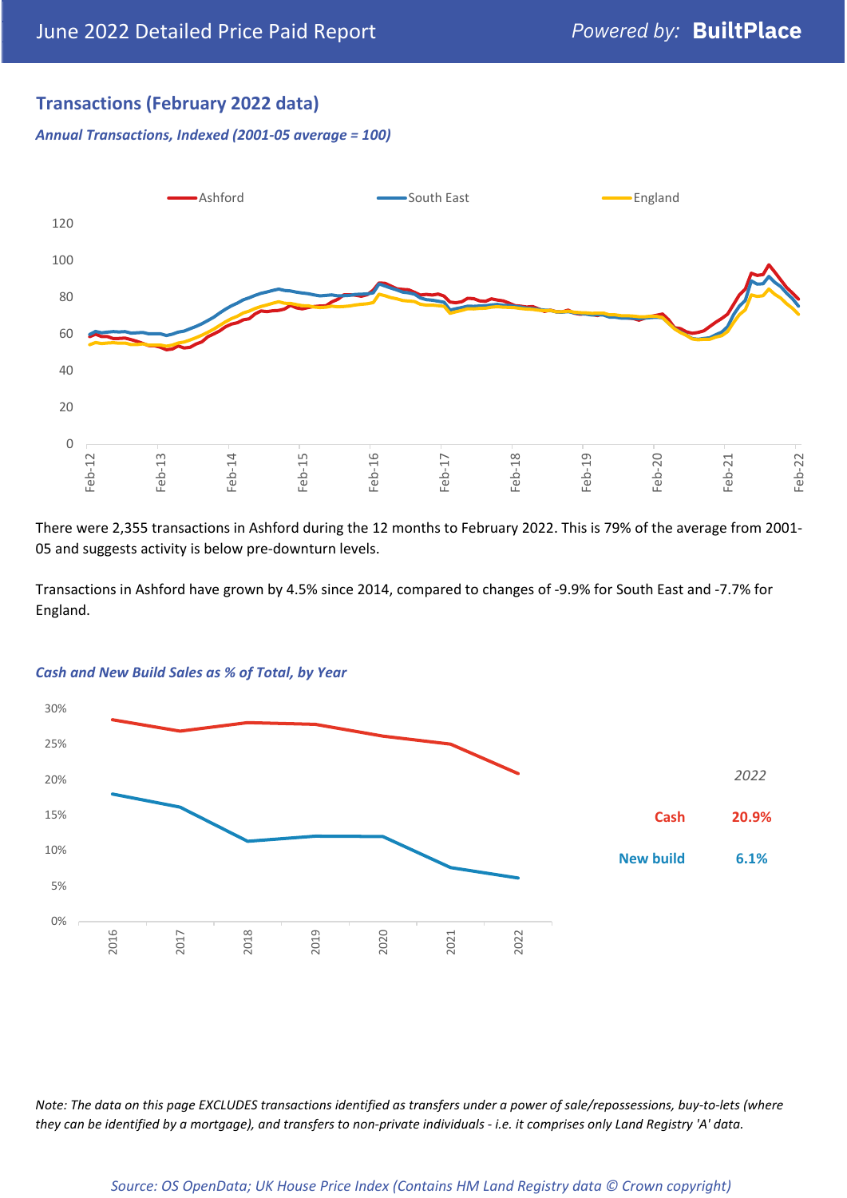## Transactions (February 2022 data)

*Annual Transactions, Indexed (2001-05 average = 100)*

There were 2,355 transactions in Ashford during the 12 months to February 2022. This is 79% of the average from 2001-05 and suggests activity is below pre-downturn levels.

Transactions in Ashford have grown by 4.5% since 2014, compared to changes of -9.9% for South East and -7.7% for England.

*Cash and New Build Sales as % of Total, by Year*

| 2022 | |
|---|---|
| Cash | 20.9% |
| New build | 6.1% |

*Note: The data on this page EXCLUDES transactions identified as transfers under a power of sale/repossessions, buy-to-lets (where they can be identified by a mortgage), and transfers to non-private individuals - i.e. it comprises only Land Registry 'A' data.*

*Source: OS OpenData; UK House Price Index (Contains HM Land Registry data © Crown copyright)*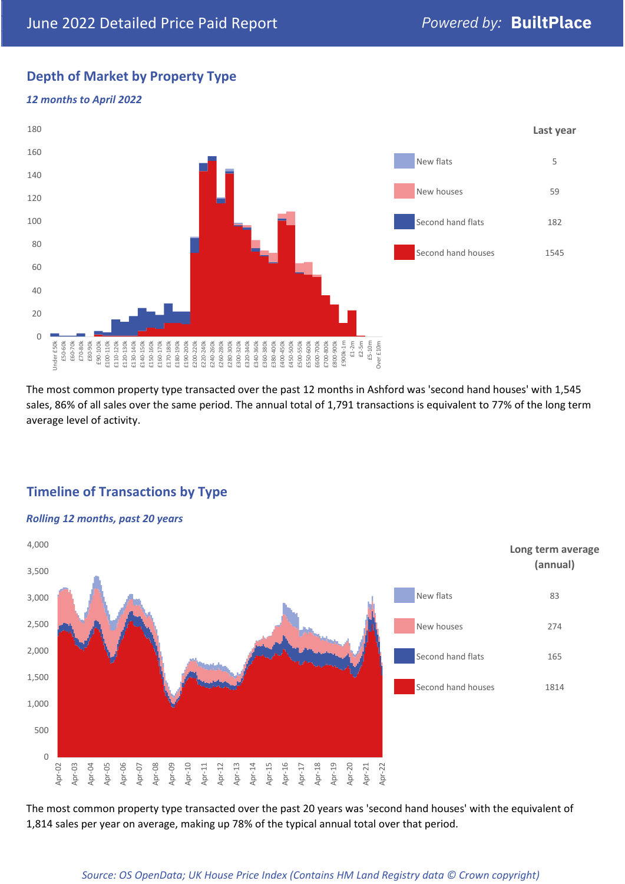June 2022 Detailed Price Paid Report

Powered by: **BuiltPlace**

## Depth of Market by Property Type

*12 months to April 2022*

180
160
140
120
100
80
60
40
20
0

Under £50k, £50-60k, £60-70k, £70-80k, £80-90k, £90-100k, £100-110k, £110-120k, £120-130k, £130-140k, £140-150k, £150-160k, £160-170k, £170-180k, £180-190k, £190-200k, £200-220k, £220-240k, £240-260k, £260-280k, £280-300k, £300-320k, £320-340k, £340-360k, £360-380k, £380-400k, £400-450k, £450-500k, £500-550k, £550-600k, £600-700k, £700-800k, £800-900k, £900k-1m, £1-2m, £2-5m, £5-10m, Over £10m

Last year

New flats 5

New houses 59

Second hand flats 182

Second hand houses 1545

The most common property type transacted over the past 12 months in Ashford was 'second hand houses' with 1,545 sales, 86% of all sales over the same period. The annual total of 1,791 transactions is equivalent to 77% of the long term average level of activity.

## Timeline of Transactions by Type

*Rolling 12 months, past 20 years*

4,000
3,500
3,000
2,500
2,000
1,500
1,000
500
0

Apr-02, Apr-03, Apr-04, Apr-05, Apr-06, Apr-07, Apr-08, Apr-09, Apr-10, Apr-11, Apr-12, Apr-13, Apr-14, Apr-15, Apr-16, Apr-17, Apr-18, Apr-19, Apr-20, Apr-21, Apr-22

Long term average (annual)

New flats 83

New houses 274

Second hand flats 165

Second hand houses 1814

The most common property type transacted over the past 20 years was 'second hand houses' with the equivalent of 1,814 sales per year on average, making up 78% of the typical annual total over that period.

*Source: OS OpenData; UK House Price Index (Contains HM Land Registry data © Crown copyright)*